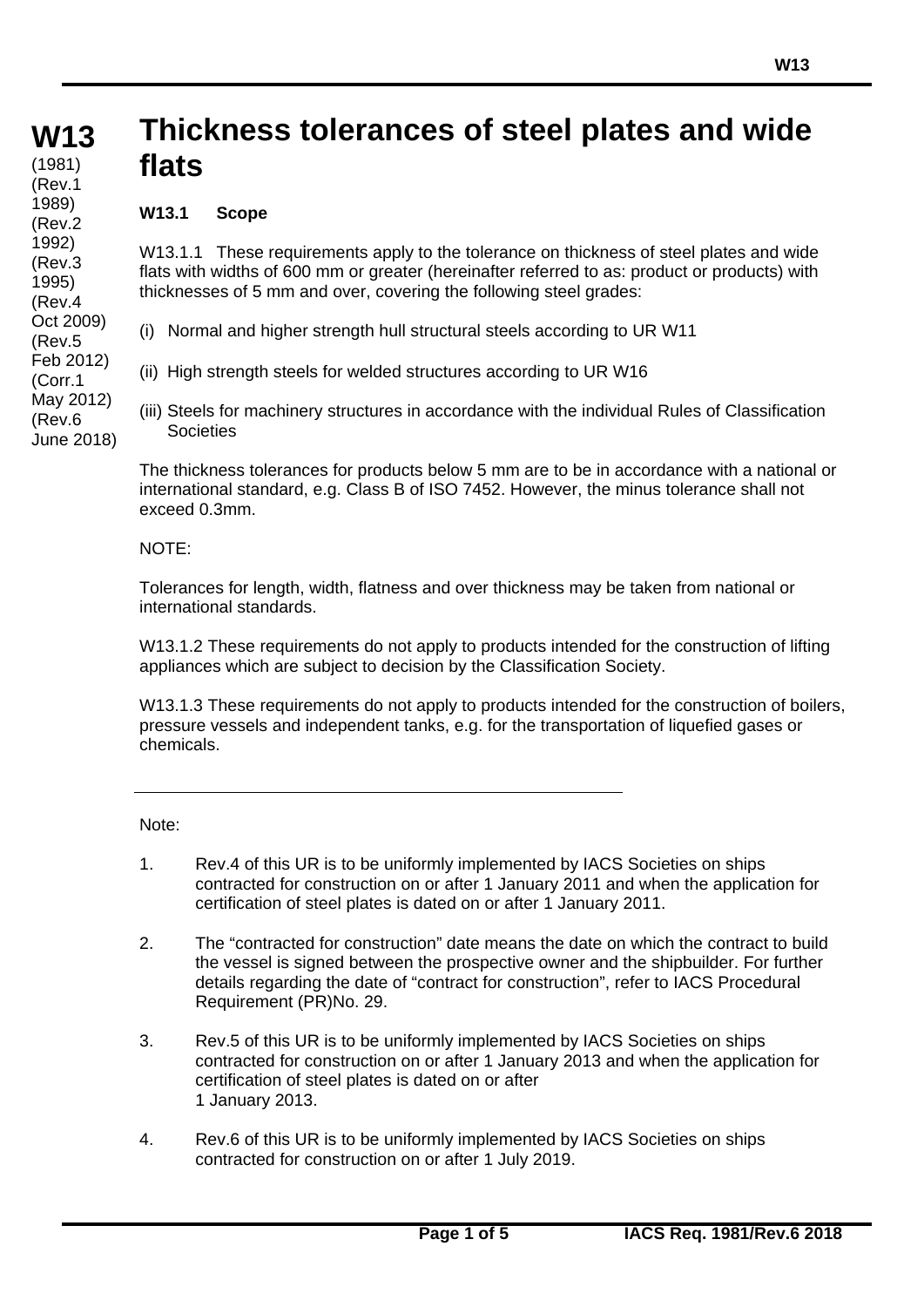# W13

(1981)
(Rev.1 1989)
(Rev.2 1992)
(Rev.3 1995)
(Rev.4 Oct 2009)
(Rev.5 Feb 2012)
(Corr.1 May 2012)
(Rev.6 June 2018)

# Thickness tolerances of steel plates and wide flats

## W13.1 Scope

W13.1.1 These requirements apply to the tolerance on thickness of steel plates and wide flats with widths of 600 mm or greater (hereinafter referred to as: product or products) with thicknesses of 5 mm and over, covering the following steel grades:

(i) Normal and higher strength hull structural steels according to UR W11

(ii) High strength steels for welded structures according to UR W16

(iii) Steels for machinery structures in accordance with the individual Rules of Classification Societies

The thickness tolerances for products below 5 mm are to be in accordance with a national or international standard, e.g. Class B of ISO 7452. However, the minus tolerance shall not exceed 0.3mm.

NOTE:

Tolerances for length, width, flatness and over thickness may be taken from national or international standards.

W13.1.2 These requirements do not apply to products intended for the construction of lifting appliances which are subject to decision by the Classification Society.

W13.1.3 These requirements do not apply to products intended for the construction of boilers, pressure vessels and independent tanks, e.g. for the transportation of liquefied gases or chemicals.

---

Note:

1. Rev.4 of this UR is to be uniformly implemented by IACS Societies on ships contracted for construction on or after 1 January 2011 and when the application for certification of steel plates is dated on or after 1 January 2011.

2. The "contracted for construction" date means the date on which the contract to build the vessel is signed between the prospective owner and the shipbuilder. For further details regarding the date of "contract for construction", refer to IACS Procedural Requirement (PR)No. 29.

3. Rev.5 of this UR is to be uniformly implemented by IACS Societies on ships contracted for construction on or after 1 January 2013 and when the application for certification of steel plates is dated on or after 1 January 2013.

4. Rev.6 of this UR is to be uniformly implemented by IACS Societies on ships contracted for construction on or after 1 July 2019.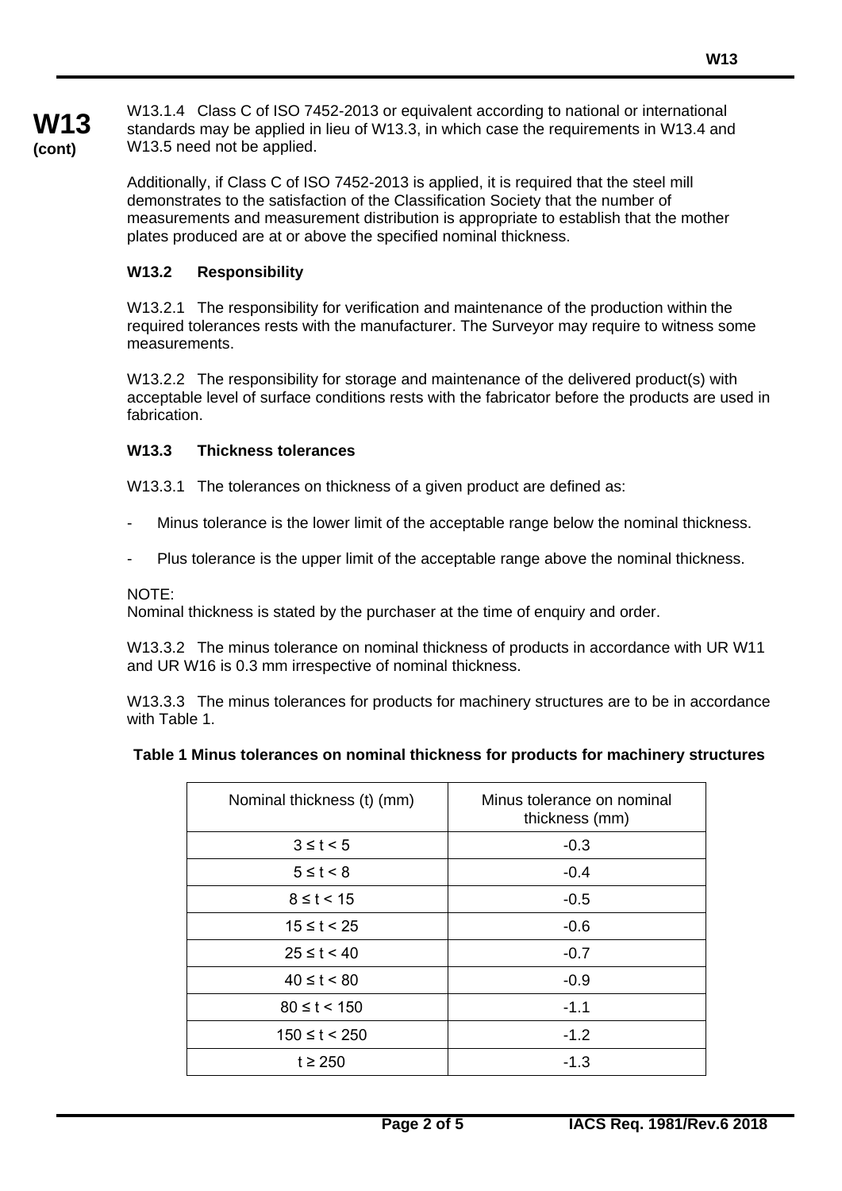W13.1.4 Class C of ISO 7452-2013 or equivalent according to national or international standards may be applied in lieu of W13.3, in which case the requirements in W13.4 and W13.5 need not be applied.

Additionally, if Class C of ISO 7452-2013 is applied, it is required that the steel mill demonstrates to the satisfaction of the Classification Society that the number of measurements and measurement distribution is appropriate to establish that the mother plates produced are at or above the specified nominal thickness.

### W13.2 Responsibility

W13.2.1 The responsibility for verification and maintenance of the production within the required tolerances rests with the manufacturer. The Surveyor may require to witness some measurements.

W13.2.2 The responsibility for storage and maintenance of the delivered product(s) with acceptable level of surface conditions rests with the fabricator before the products are used in fabrication.

### W13.3 Thickness tolerances

W13.3.1 The tolerances on thickness of a given product are defined as:

- Minus tolerance is the lower limit of the acceptable range below the nominal thickness.
- Plus tolerance is the upper limit of the acceptable range above the nominal thickness.

NOTE:
Nominal thickness is stated by the purchaser at the time of enquiry and order.

W13.3.2 The minus tolerance on nominal thickness of products in accordance with UR W11 and UR W16 is 0.3 mm irrespective of nominal thickness.

W13.3.3 The minus tolerances for products for machinery structures are to be in accordance with Table 1.

**Table 1 Minus tolerances on nominal thickness for products for machinery structures**

| Nominal thickness (t) (mm) | Minus tolerance on nominal thickness (mm) |
|---|---|
| 3 ≤ t < 5 | -0.3 |
| 5 ≤ t < 8 | -0.4 |
| 8 ≤ t < 15 | -0.5 |
| 15 ≤ t < 25 | -0.6 |
| 25 ≤ t < 40 | -0.7 |
| 40 ≤ t < 80 | -0.9 |
| 80 ≤ t < 150 | -1.1 |
| 150 ≤ t < 250 | -1.2 |
| t ≥ 250 | -1.3 |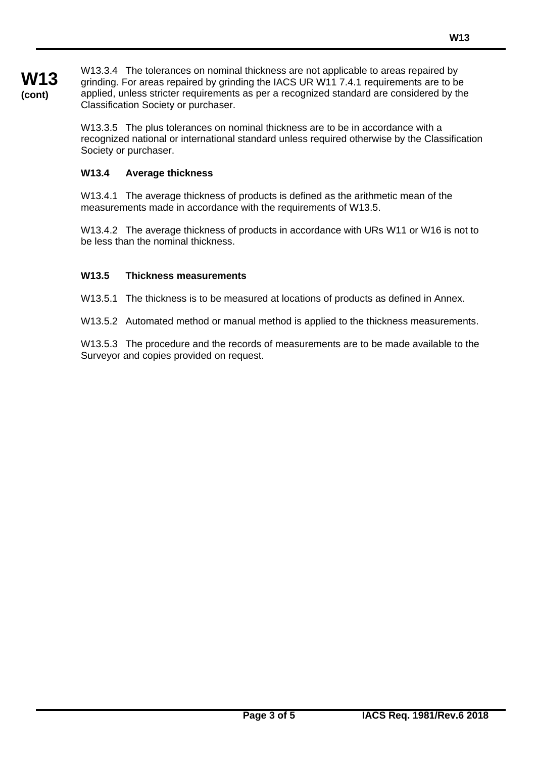W13.3.4 The tolerances on nominal thickness are not applicable to areas repaired by grinding. For areas repaired by grinding the IACS UR W11 7.4.1 requirements are to be applied, unless stricter requirements as per a recognized standard are considered by the Classification Society or purchaser.

W13.3.5 The plus tolerances on nominal thickness are to be in accordance with a recognized national or international standard unless required otherwise by the Classification Society or purchaser.

### W13.4 Average thickness

W13.4.1 The average thickness of products is defined as the arithmetic mean of the measurements made in accordance with the requirements of W13.5.

W13.4.2 The average thickness of products in accordance with URs W11 or W16 is not to be less than the nominal thickness.

### W13.5 Thickness measurements

W13.5.1 The thickness is to be measured at locations of products as defined in Annex.

W13.5.2 Automated method or manual method is applied to the thickness measurements.

W13.5.3 The procedure and the records of measurements are to be made available to the Surveyor and copies provided on request.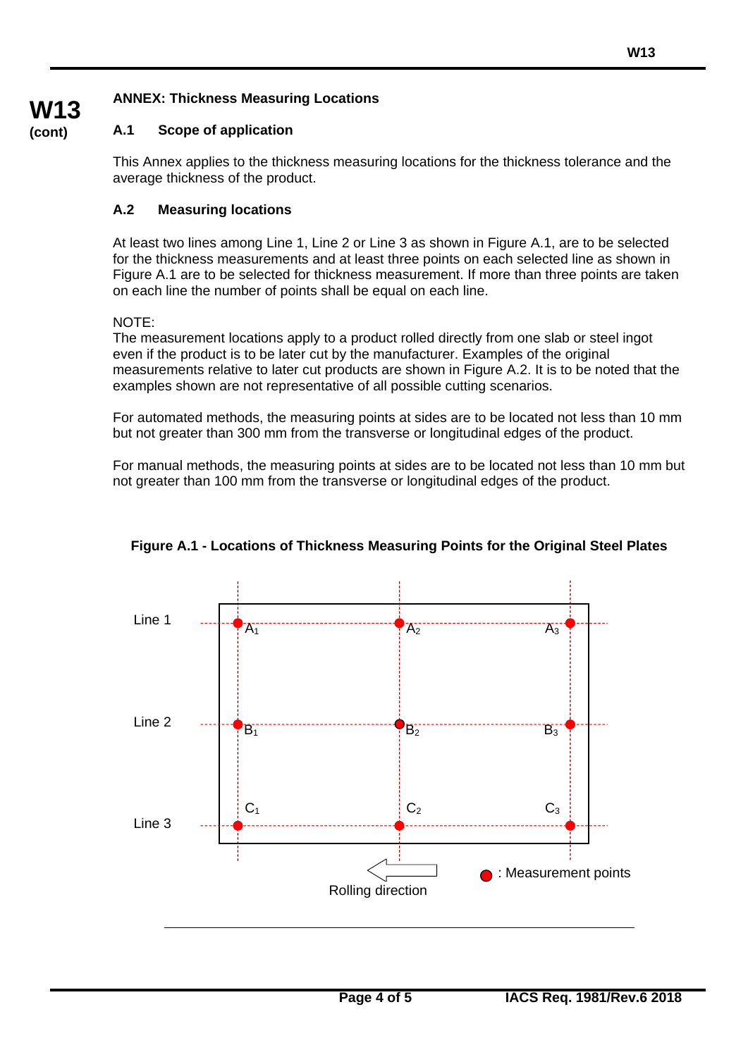**W13 (cont)**

## ANNEX: Thickness Measuring Locations

### A.1 Scope of application

This Annex applies to the thickness measuring locations for the thickness tolerance and the average thickness of the product.

### A.2 Measuring locations

At least two lines among Line 1, Line 2 or Line 3 as shown in Figure A.1, are to be selected for the thickness measurements and at least three points on each selected line as shown in Figure A.1 are to be selected for thickness measurement. If more than three points are taken on each line the number of points shall be equal on each line.

NOTE:
The measurement locations apply to a product rolled directly from one slab or steel ingot even if the product is to be later cut by the manufacturer. Examples of the original measurements relative to later cut products are shown in Figure A.2. It is to be noted that the examples shown are not representative of all possible cutting scenarios.

For automated methods, the measuring points at sides are to be located not less than 10 mm but not greater than 300 mm from the transverse or longitudinal edges of the product.

For manual methods, the measuring points at sides are to be located not less than 10 mm but not greater than 100 mm from the transverse or longitudinal edges of the product.

**Figure A.1 - Locations of Thickness Measuring Points for the Original Steel Plates**

Line 1: $A_1$, $A_2$, $A_3$

Line 2: $B_1$, $B_2$, $B_3$

Line 3: $C_1$, $C_2$, $C_3$

Rolling direction

● : Measurement points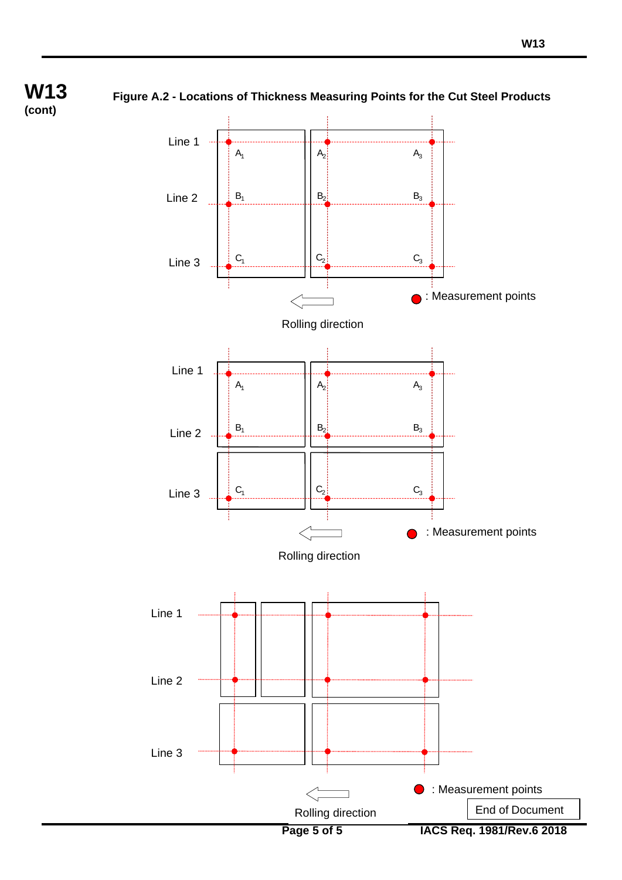**W13 (cont)**

**Figure A.2 - Locations of Thickness Measuring Points for the Cut Steel Products**

Line 1
Line 2
Line 3
$A_1$ $A_2$ $A_3$
$B_1$ $B_2$ $B_3$
$C_1$ $C_2$ $C_3$
: Measurement points
Rolling direction

Line 1
Line 2
Line 3
$A_1$ $A_2$ $A_3$
$B_1$ $B_2$ $B_3$
$C_1$ $C_2$ $C_3$
: Measurement points
Rolling direction

Line 1
Line 2
Line 3
: Measurement points
Rolling direction

End of Document